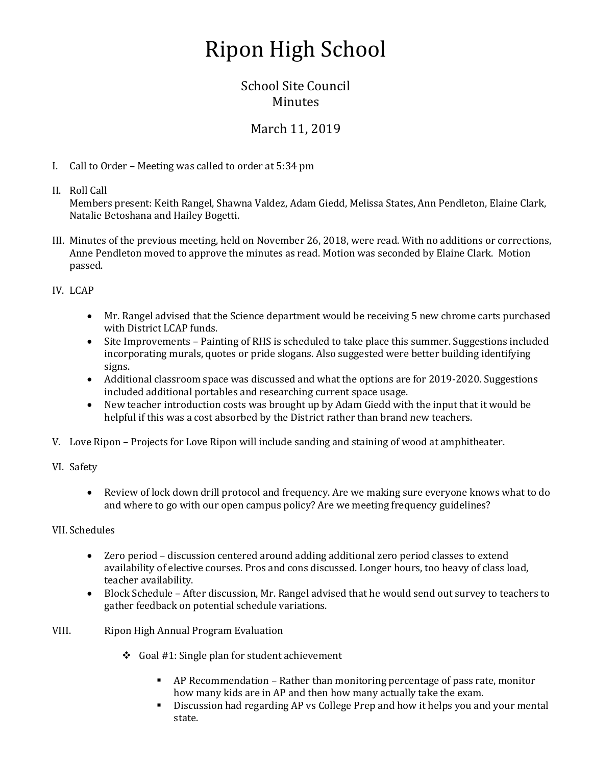# Ripon High School

## School Site Council
## Minutes

## March 11, 2019

I. Call to Order – Meeting was called to order at 5:34 pm

II. Roll Call
Members present: Keith Rangel, Shawna Valdez, Adam Giedd, Melissa States, Ann Pendleton, Elaine Clark, Natalie Betoshana and Hailey Bogetti.

III. Minutes of the previous meeting, held on November 26, 2018, were read. With no additions or corrections, Anne Pendleton moved to approve the minutes as read. Motion was seconded by Elaine Clark. Motion passed.

IV. LCAP

- Mr. Rangel advised that the Science department would be receiving 5 new chrome carts purchased with District LCAP funds.
- Site Improvements – Painting of RHS is scheduled to take place this summer. Suggestions included incorporating murals, quotes or pride slogans. Also suggested were better building identifying signs.
- Additional classroom space was discussed and what the options are for 2019-2020. Suggestions included additional portables and researching current space usage.
- New teacher introduction costs was brought up by Adam Giedd with the input that it would be helpful if this was a cost absorbed by the District rather than brand new teachers.

V. Love Ripon – Projects for Love Ripon will include sanding and staining of wood at amphitheater.

VI. Safety

- Review of lock down drill protocol and frequency. Are we making sure everyone knows what to do and where to go with our open campus policy? Are we meeting frequency guidelines?

VII. Schedules

- Zero period – discussion centered around adding additional zero period classes to extend availability of elective courses. Pros and cons discussed. Longer hours, too heavy of class load, teacher availability.
- Block Schedule – After discussion, Mr. Rangel advised that he would send out survey to teachers to gather feedback on potential schedule variations.

VIII. Ripon High Annual Program Evaluation

- Goal #1: Single plan for student achievement
  - AP Recommendation – Rather than monitoring percentage of pass rate, monitor how many kids are in AP and then how many actually take the exam.
  - Discussion had regarding AP vs College Prep and how it helps you and your mental state.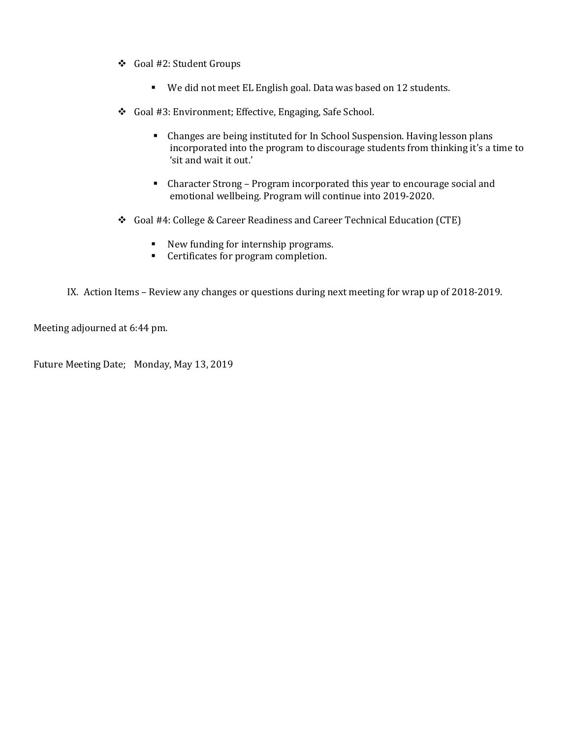- Goal #2: Student Groups

  - We did not meet EL English goal. Data was based on 12 students.

- Goal #3: Environment; Effective, Engaging, Safe School.

  - Changes are being instituted for In School Suspension. Having lesson plans incorporated into the program to discourage students from thinking it's a time to 'sit and wait it out.'

  - Character Strong – Program incorporated this year to encourage social and emotional wellbeing. Program will continue into 2019-2020.

- Goal #4: College & Career Readiness and Career Technical Education (CTE)

  - New funding for internship programs.
  - Certificates for program completion.

IX. Action Items – Review any changes or questions during next meeting for wrap up of 2018-2019.

Meeting adjourned at 6:44 pm.

Future Meeting Date; Monday, May 13, 2019